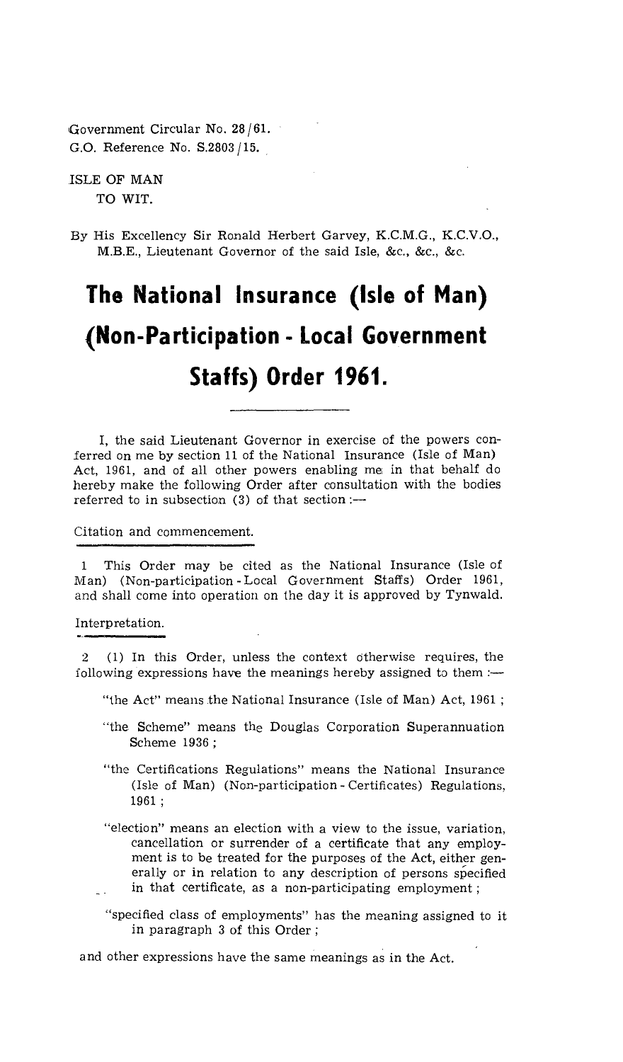Government Circular No. 28/61.
G.O. Reference No. S.2803/15.

ISLE OF MAN
TO WIT.

By His Excellency Sir Ronald Herbert Garvey, K.C.M.G., K.C.V.O., M.B.E., Lieutenant Governor of the said Isle, &c., &c., &c.

# The National Insurance (Isle of Man) (Non-Participation - Local Government Staffs) Order 1961.

I, the said Lieutenant Governor in exercise of the powers conferred on me by section 11 of the National Insurance (Isle of Man) Act, 1961, and of all other powers enabling me in that behalf do hereby make the following Order after consultation with the bodies referred to in subsection (3) of that section :—

Citation and commencement.

1 This Order may be cited as the National Insurance (Isle of Man) (Non-participation - Local Government Staffs) Order 1961, and shall come into operation on the day it is approved by Tynwald.

Interpretation.

2 (1) In this Order, unless the context otherwise requires, the following expressions have the meanings hereby assigned to them :—

"the Act" means the National Insurance (Isle of Man) Act, 1961 ;

"the Scheme" means the Douglas Corporation Superannuation Scheme 1936 ;

"the Certifications Regulations" means the National Insurance (Isle of Man) (Non-participation - Certificates) Regulations, 1961 ;

"election" means an election with a view to the issue, variation, cancellation or surrender of a certificate that any employment is to be treated for the purposes of the Act, either generally or in relation to any description of persons specified in that certificate, as a non-participating employment ;

"specified class of employments" has the meaning assigned to it in paragraph 3 of this Order ;

and other expressions have the same meanings as in the Act.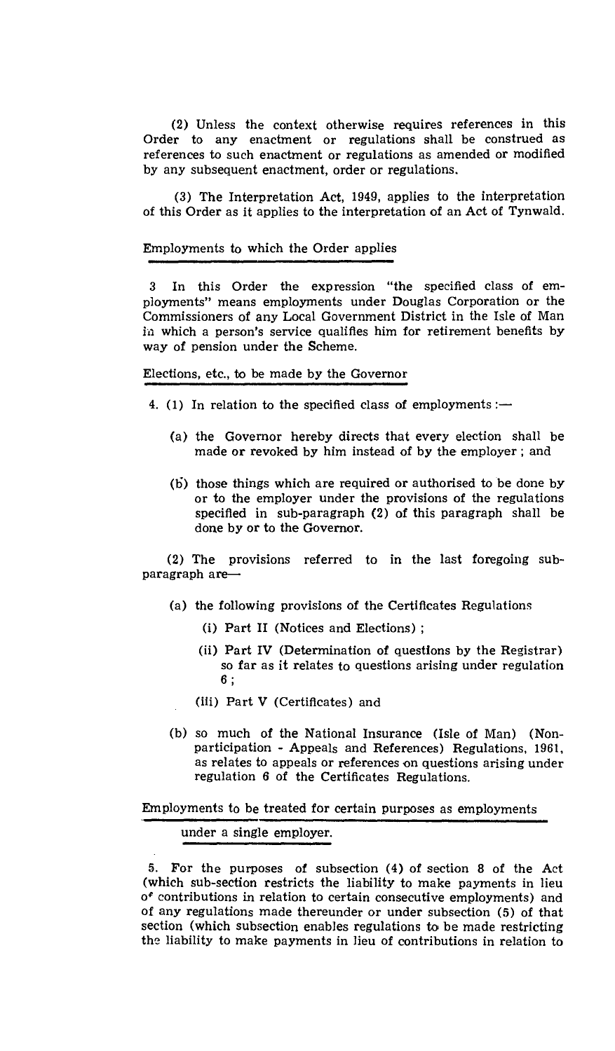(2) Unless the context otherwise requires references in this Order to any enactment or regulations shall be construed as references to such enactment or regulations as amended or modified by any subsequent enactment, order or regulations.

(3) The Interpretation Act, 1949, applies to the interpretation of this Order as it applies to the interpretation of an Act of Tynwald.

## Employments to which the Order applies

3 In this Order the expression "the specified class of employments" means employments under Douglas Corporation or the Commissioners of any Local Government District in the Isle of Man in which a person's service qualifies him for retirement benefits by way of pension under the Scheme.

## Elections, etc., to be made by the Governor

4. (1) In relation to the specified class of employments :—

- (a) the Governor hereby directs that every election shall be made or revoked by him instead of by the employer ; and
- (b) those things which are required or authorised to be done by or to the employer under the provisions of the regulations specified in sub-paragraph (2) of this paragraph shall be done by or to the Governor.

(2) The provisions referred to in the last foregoing sub-paragraph are—

- (a) the following provisions of the Certificates Regulations
  - (i) Part II (Notices and Elections) ;
  - (ii) Part IV (Determination of questions by the Registrar) so far as it relates to questions arising under regulation 6 ;
  - (iii) Part V (Certificates) and
- (b) so much of the National Insurance (Isle of Man) (Non-participation - Appeals and References) Regulations, 1961, as relates to appeals or references on questions arising under regulation 6 of the Certificates Regulations.

## Employments to be treated for certain purposes as employments under a single employer.

5. For the purposes of subsection (4) of section 8 of the Act (which sub-section restricts the liability to make payments in lieu of contributions in relation to certain consecutive employments) and of any regulations made thereunder or under subsection (5) of that section (which subsection enables regulations to be made restricting the liability to make payments in lieu of contributions in relation to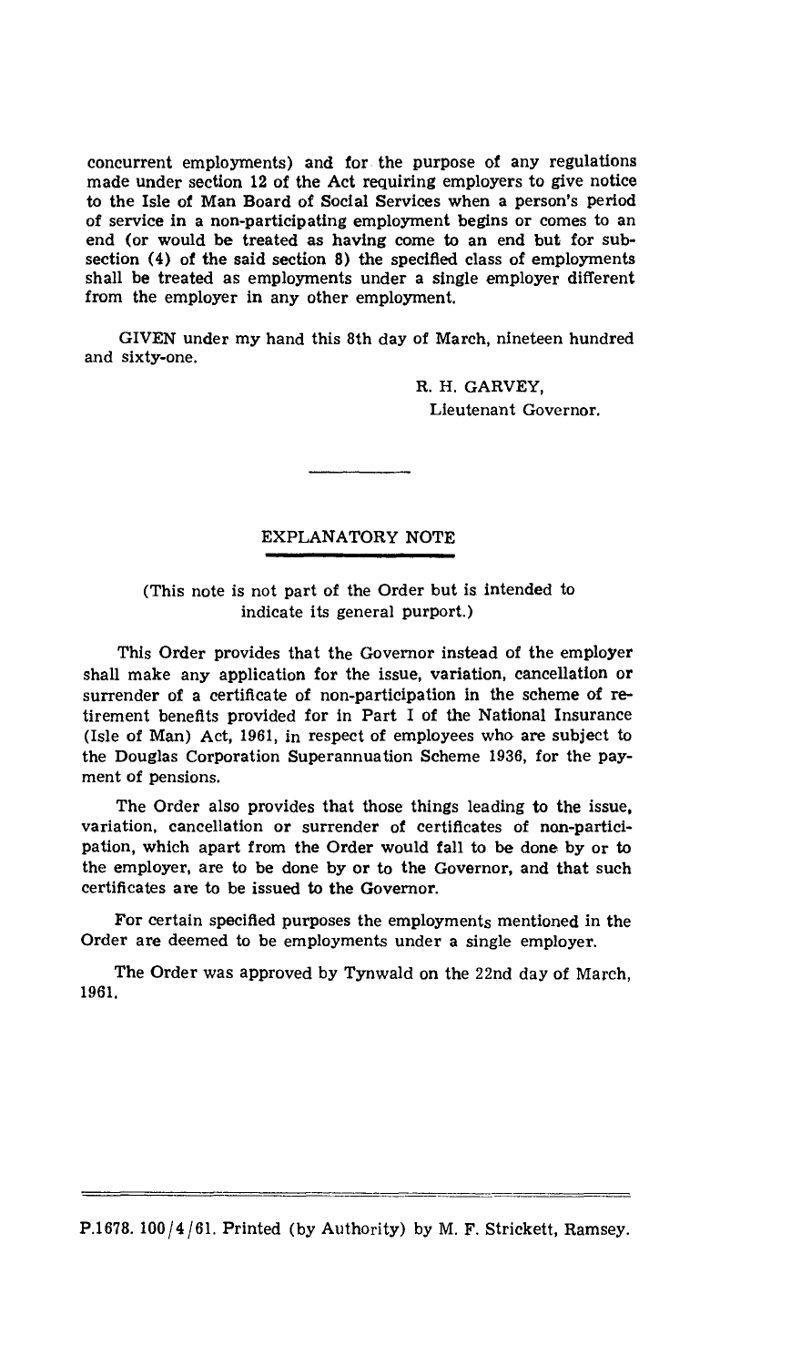concurrent employments) and for the purpose of any regulations made under section 12 of the Act requiring employers to give notice to the Isle of Man Board of Social Services when a person's period of service in a non-participating employment begins or comes to an end (or would be treated as having come to an end but for sub-section (4) of the said section 8) the specified class of employments shall be treated as employments under a single employer different from the employer in any other employment.

GIVEN under my hand this 8th day of March, nineteen hundred and sixty-one.

R. H. GARVEY,
Lieutenant Governor.

---

## EXPLANATORY NOTE

(This note is not part of the Order but is intended to indicate its general purport.)

This Order provides that the Governor instead of the employer shall make any application for the issue, variation, cancellation or surrender of a certificate of non-participation in the scheme of retirement benefits provided for in Part I of the National Insurance (Isle of Man) Act, 1961, in respect of employees who are subject to the Douglas Corporation Superannuation Scheme 1936, for the payment of pensions.

The Order also provides that those things leading to the issue, variation, cancellation or surrender of certificates of non-participation, which apart from the Order would fall to be done by or to the employer, are to be done by or to the Governor, and that such certificates are to be issued to the Governor.

For certain specified purposes the employments mentioned in the Order are deemed to be employments under a single employer.

The Order was approved by Tynwald on the 22nd day of March, 1961.

---

P.1678. 100/4/61. Printed (by Authority) by M. F. Strickett, Ramsey.